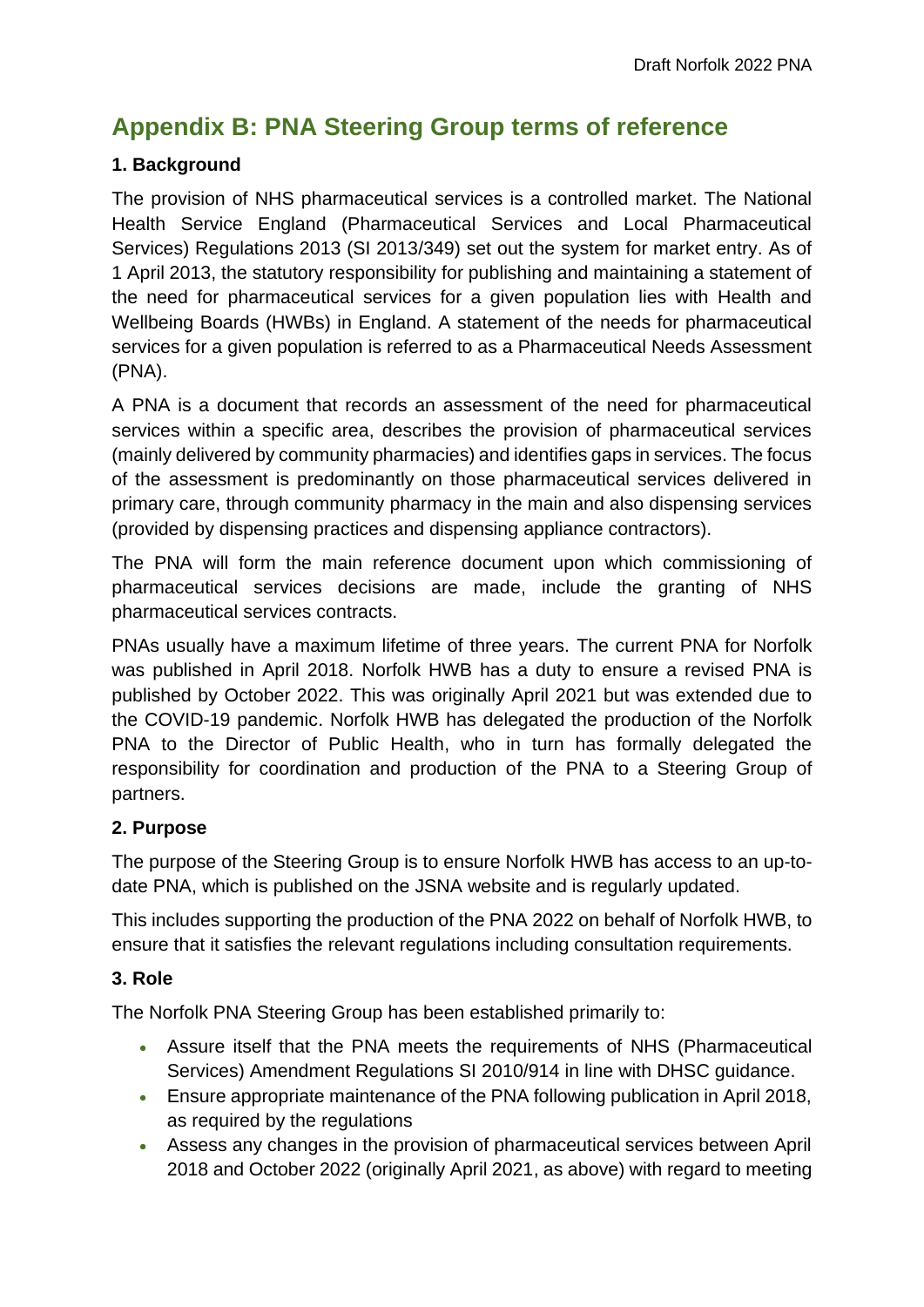## Appendix B: PNA Steering Group terms of reference

### 1. Background

The provision of NHS pharmaceutical services is a controlled market. The National Health Service England (Pharmaceutical Services and Local Pharmaceutical Services) Regulations 2013 (SI 2013/349) set out the system for market entry. As of 1 April 2013, the statutory responsibility for publishing and maintaining a statement of the need for pharmaceutical services for a given population lies with Health and Wellbeing Boards (HWBs) in England. A statement of the needs for pharmaceutical services for a given population is referred to as a Pharmaceutical Needs Assessment (PNA).

A PNA is a document that records an assessment of the need for pharmaceutical services within a specific area, describes the provision of pharmaceutical services (mainly delivered by community pharmacies) and identifies gaps in services. The focus of the assessment is predominantly on those pharmaceutical services delivered in primary care, through community pharmacy in the main and also dispensing services (provided by dispensing practices and dispensing appliance contractors).

The PNA will form the main reference document upon which commissioning of pharmaceutical services decisions are made, include the granting of NHS pharmaceutical services contracts.

PNAs usually have a maximum lifetime of three years. The current PNA for Norfolk was published in April 2018. Norfolk HWB has a duty to ensure a revised PNA is published by October 2022. This was originally April 2021 but was extended due to the COVID-19 pandemic. Norfolk HWB has delegated the production of the Norfolk PNA to the Director of Public Health, who in turn has formally delegated the responsibility for coordination and production of the PNA to a Steering Group of partners.

### 2. Purpose

The purpose of the Steering Group is to ensure Norfolk HWB has access to an up-to-date PNA, which is published on the JSNA website and is regularly updated.

This includes supporting the production of the PNA 2022 on behalf of Norfolk HWB, to ensure that it satisfies the relevant regulations including consultation requirements.

### 3. Role

The Norfolk PNA Steering Group has been established primarily to:

- Assure itself that the PNA meets the requirements of NHS (Pharmaceutical Services) Amendment Regulations SI 2010/914 in line with DHSC guidance.
- Ensure appropriate maintenance of the PNA following publication in April 2018, as required by the regulations
- Assess any changes in the provision of pharmaceutical services between April 2018 and October 2022 (originally April 2021, as above) with regard to meeting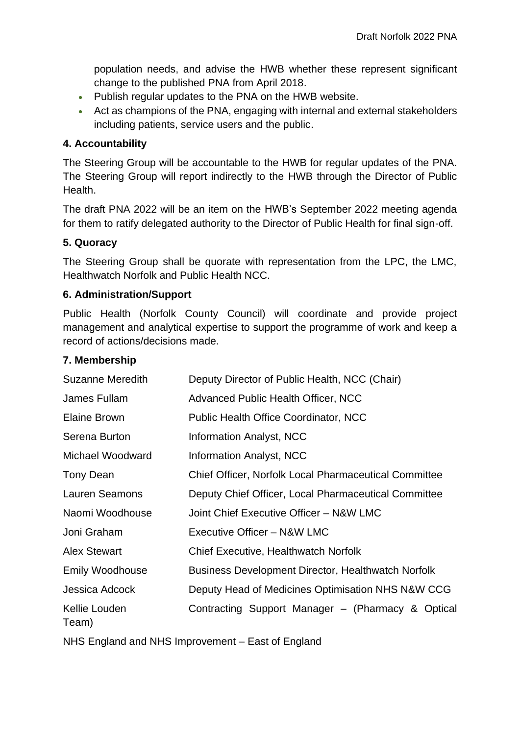population needs, and advise the HWB whether these represent significant change to the published PNA from April 2018.

- Publish regular updates to the PNA on the HWB website.
- Act as champions of the PNA, engaging with internal and external stakeholders including patients, service users and the public.

### 4. Accountability

The Steering Group will be accountable to the HWB for regular updates of the PNA. The Steering Group will report indirectly to the HWB through the Director of Public Health.

The draft PNA 2022 will be an item on the HWB's September 2022 meeting agenda for them to ratify delegated authority to the Director of Public Health for final sign-off.

### 5. Quoracy

The Steering Group shall be quorate with representation from the LPC, the LMC, Healthwatch Norfolk and Public Health NCC.

### 6. Administration/Support

Public Health (Norfolk County Council) will coordinate and provide project management and analytical expertise to support the programme of work and keep a record of actions/decisions made.

### 7. Membership

| | |
|---|---|
| Suzanne Meredith | Deputy Director of Public Health, NCC (Chair) |
| James Fullam | Advanced Public Health Officer, NCC |
| Elaine Brown | Public Health Office Coordinator, NCC |
| Serena Burton | Information Analyst, NCC |
| Michael Woodward | Information Analyst, NCC |
| Tony Dean | Chief Officer, Norfolk Local Pharmaceutical Committee |
| Lauren Seamons | Deputy Chief Officer, Local Pharmaceutical Committee |
| Naomi Woodhouse | Joint Chief Executive Officer – N&W LMC |
| Joni Graham | Executive Officer – N&W LMC |
| Alex Stewart | Chief Executive, Healthwatch Norfolk |
| Emily Woodhouse | Business Development Director, Healthwatch Norfolk |
| Jessica Adcock | Deputy Head of Medicines Optimisation NHS N&W CCG |
| Kellie Louden | Contracting Support Manager – (Pharmacy & Optical Team) |

NHS England and NHS Improvement – East of England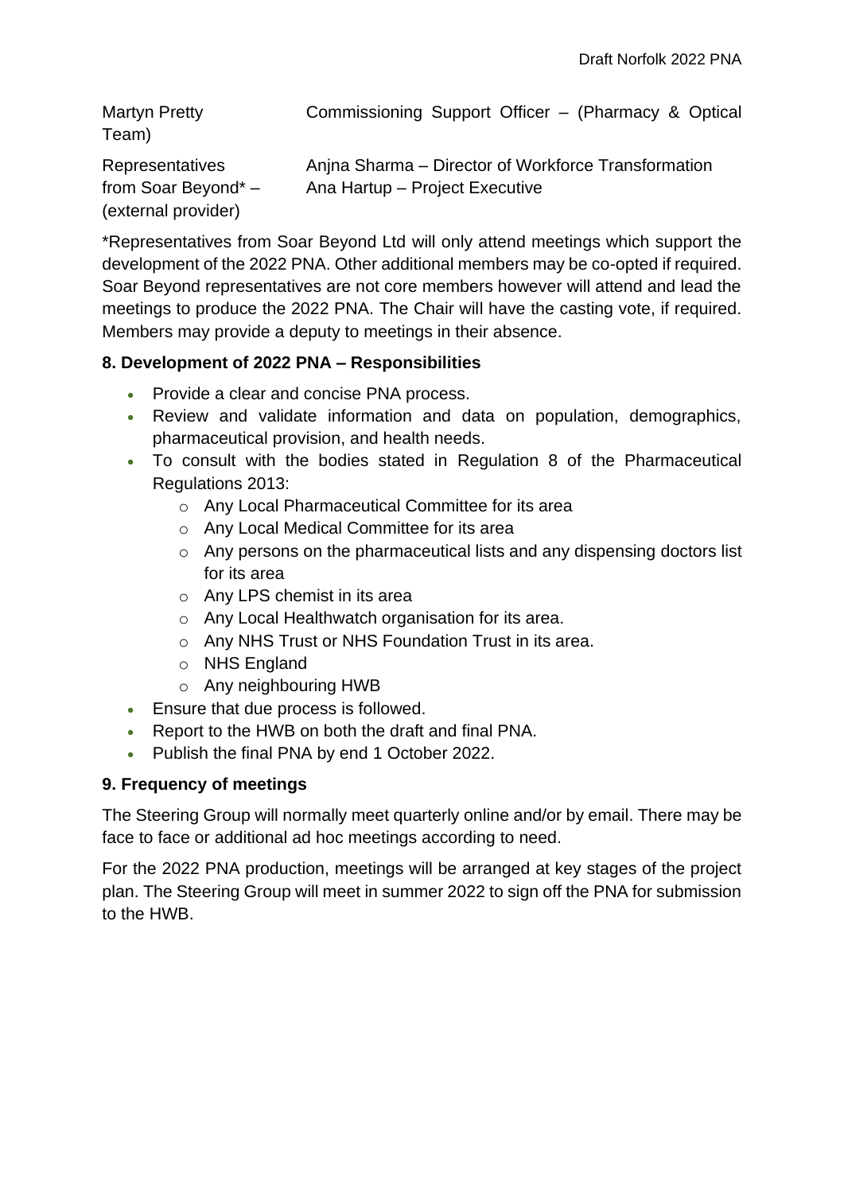| | |
|---|---|
| Martyn Pretty | Commissioning Support Officer – (Pharmacy & Optical Team) |
| Representatives from Soar Beyond* – (external provider) | Anjna Sharma – Director of Workforce Transformation<br>Ana Hartup – Project Executive |

*Representatives from Soar Beyond Ltd will only attend meetings which support the development of the 2022 PNA. Other additional members may be co-opted if required. Soar Beyond representatives are not core members however will attend and lead the meetings to produce the 2022 PNA. The Chair will have the casting vote, if required. Members may provide a deputy to meetings in their absence.

## 8. Development of 2022 PNA – Responsibilities

- Provide a clear and concise PNA process.
- Review and validate information and data on population, demographics, pharmaceutical provision, and health needs.
- To consult with the bodies stated in Regulation 8 of the Pharmaceutical Regulations 2013:
  - Any Local Pharmaceutical Committee for its area
  - Any Local Medical Committee for its area
  - Any persons on the pharmaceutical lists and any dispensing doctors list for its area
  - Any LPS chemist in its area
  - Any Local Healthwatch organisation for its area.
  - Any NHS Trust or NHS Foundation Trust in its area.
  - NHS England
  - Any neighbouring HWB
- Ensure that due process is followed.
- Report to the HWB on both the draft and final PNA.
- Publish the final PNA by end 1 October 2022.

## 9. Frequency of meetings

The Steering Group will normally meet quarterly online and/or by email. There may be face to face or additional ad hoc meetings according to need.

For the 2022 PNA production, meetings will be arranged at key stages of the project plan. The Steering Group will meet in summer 2022 to sign off the PNA for submission to the HWB.